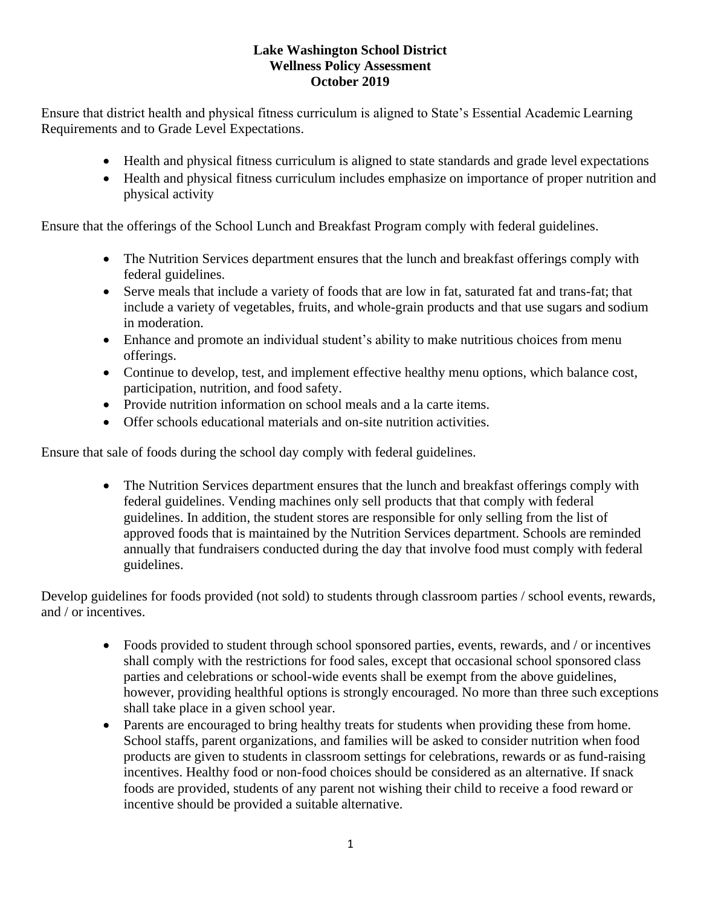# Lake Washington School District
## Wellness Policy Assessment
## October 2019

Ensure that district health and physical fitness curriculum is aligned to State's Essential Academic Learning Requirements and to Grade Level Expectations.

- Health and physical fitness curriculum is aligned to state standards and grade level expectations
- Health and physical fitness curriculum includes emphasize on importance of proper nutrition and physical activity

Ensure that the offerings of the School Lunch and Breakfast Program comply with federal guidelines.

- The Nutrition Services department ensures that the lunch and breakfast offerings comply with federal guidelines.
- Serve meals that include a variety of foods that are low in fat, saturated fat and trans-fat; that include a variety of vegetables, fruits, and whole-grain products and that use sugars and sodium in moderation.
- Enhance and promote an individual student's ability to make nutritious choices from menu offerings.
- Continue to develop, test, and implement effective healthy menu options, which balance cost, participation, nutrition, and food safety.
- Provide nutrition information on school meals and a la carte items.
- Offer schools educational materials and on-site nutrition activities.

Ensure that sale of foods during the school day comply with federal guidelines.

- The Nutrition Services department ensures that the lunch and breakfast offerings comply with federal guidelines. Vending machines only sell products that that comply with federal guidelines. In addition, the student stores are responsible for only selling from the list of approved foods that is maintained by the Nutrition Services department. Schools are reminded annually that fundraisers conducted during the day that involve food must comply with federal guidelines.

Develop guidelines for foods provided (not sold) to students through classroom parties / school events, rewards, and / or incentives.

- Foods provided to student through school sponsored parties, events, rewards, and / or incentives shall comply with the restrictions for food sales, except that occasional school sponsored class parties and celebrations or school-wide events shall be exempt from the above guidelines, however, providing healthful options is strongly encouraged. No more than three such exceptions shall take place in a given school year.
- Parents are encouraged to bring healthy treats for students when providing these from home. School staffs, parent organizations, and families will be asked to consider nutrition when food products are given to students in classroom settings for celebrations, rewards or as fund-raising incentives. Healthy food or non-food choices should be considered as an alternative. If snack foods are provided, students of any parent not wishing their child to receive a food reward or incentive should be provided a suitable alternative.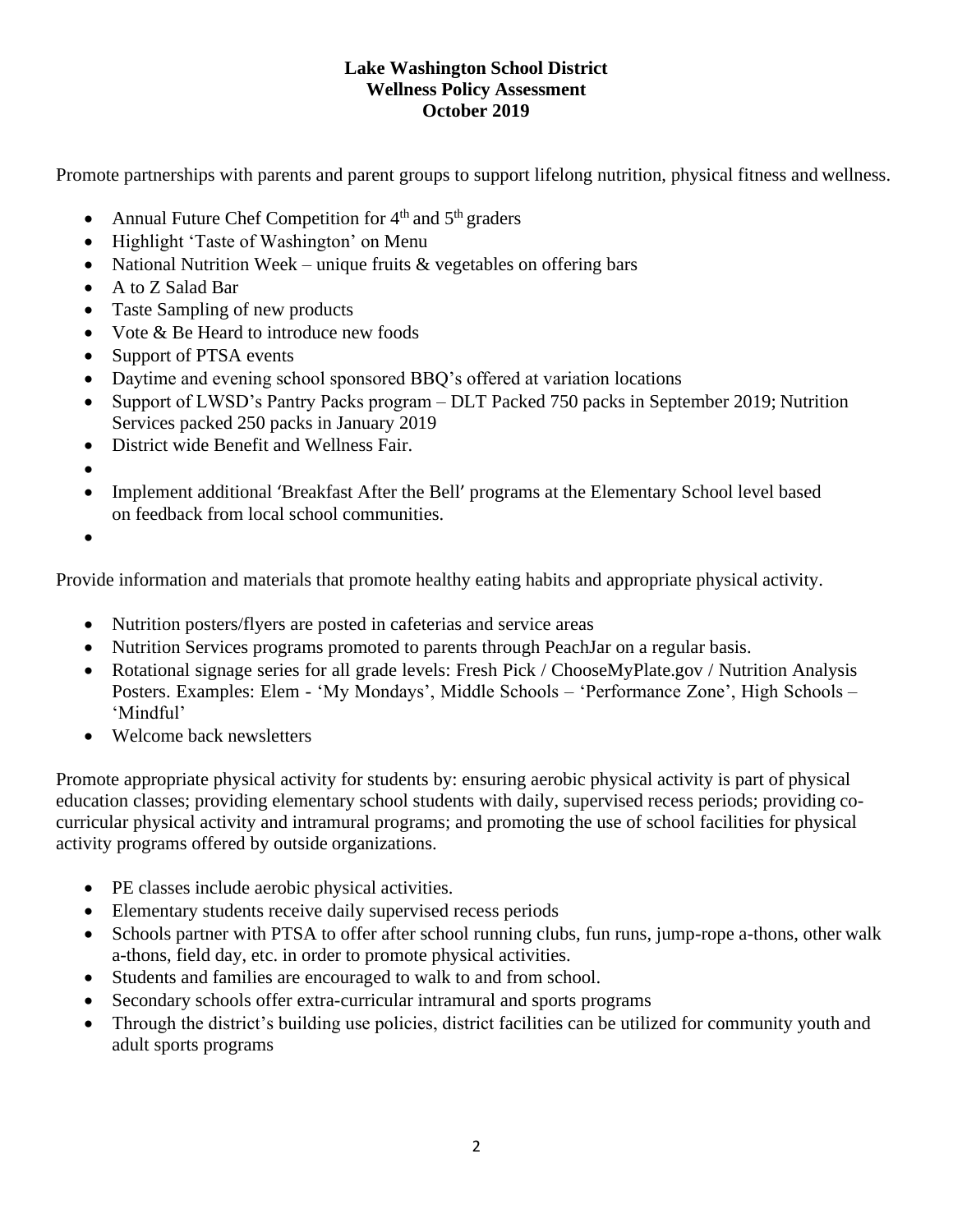**Lake Washington School District**
**Wellness Policy Assessment**
**October 2019**

Promote partnerships with parents and parent groups to support lifelong nutrition, physical fitness and wellness.

- Annual Future Chef Competition for 4th and 5th graders
- Highlight 'Taste of Washington' on Menu
- National Nutrition Week – unique fruits & vegetables on offering bars
- A to Z Salad Bar
- Taste Sampling of new products
- Vote & Be Heard to introduce new foods
- Support of PTSA events
- Daytime and evening school sponsored BBQ's offered at variation locations
- Support of LWSD's Pantry Packs program – DLT Packed 750 packs in September 2019; Nutrition Services packed 250 packs in January 2019
- District wide Benefit and Wellness Fair.
- 
- Implement additional 'Breakfast After the Bell' programs at the Elementary School level based on feedback from local school communities.
- 

Provide information and materials that promote healthy eating habits and appropriate physical activity.

- Nutrition posters/flyers are posted in cafeterias and service areas
- Nutrition Services programs promoted to parents through PeachJar on a regular basis.
- Rotational signage series for all grade levels: Fresh Pick / ChooseMyPlate.gov / Nutrition Analysis Posters. Examples: Elem - 'My Mondays', Middle Schools – 'Performance Zone', High Schools – 'Mindful'
- Welcome back newsletters

Promote appropriate physical activity for students by: ensuring aerobic physical activity is part of physical education classes; providing elementary school students with daily, supervised recess periods; providing co-curricular physical activity and intramural programs; and promoting the use of school facilities for physical activity programs offered by outside organizations.

- PE classes include aerobic physical activities.
- Elementary students receive daily supervised recess periods
- Schools partner with PTSA to offer after school running clubs, fun runs, jump-rope a-thons, other walk a-thons, field day, etc. in order to promote physical activities.
- Students and families are encouraged to walk to and from school.
- Secondary schools offer extra-curricular intramural and sports programs
- Through the district's building use policies, district facilities can be utilized for community youth and adult sports programs